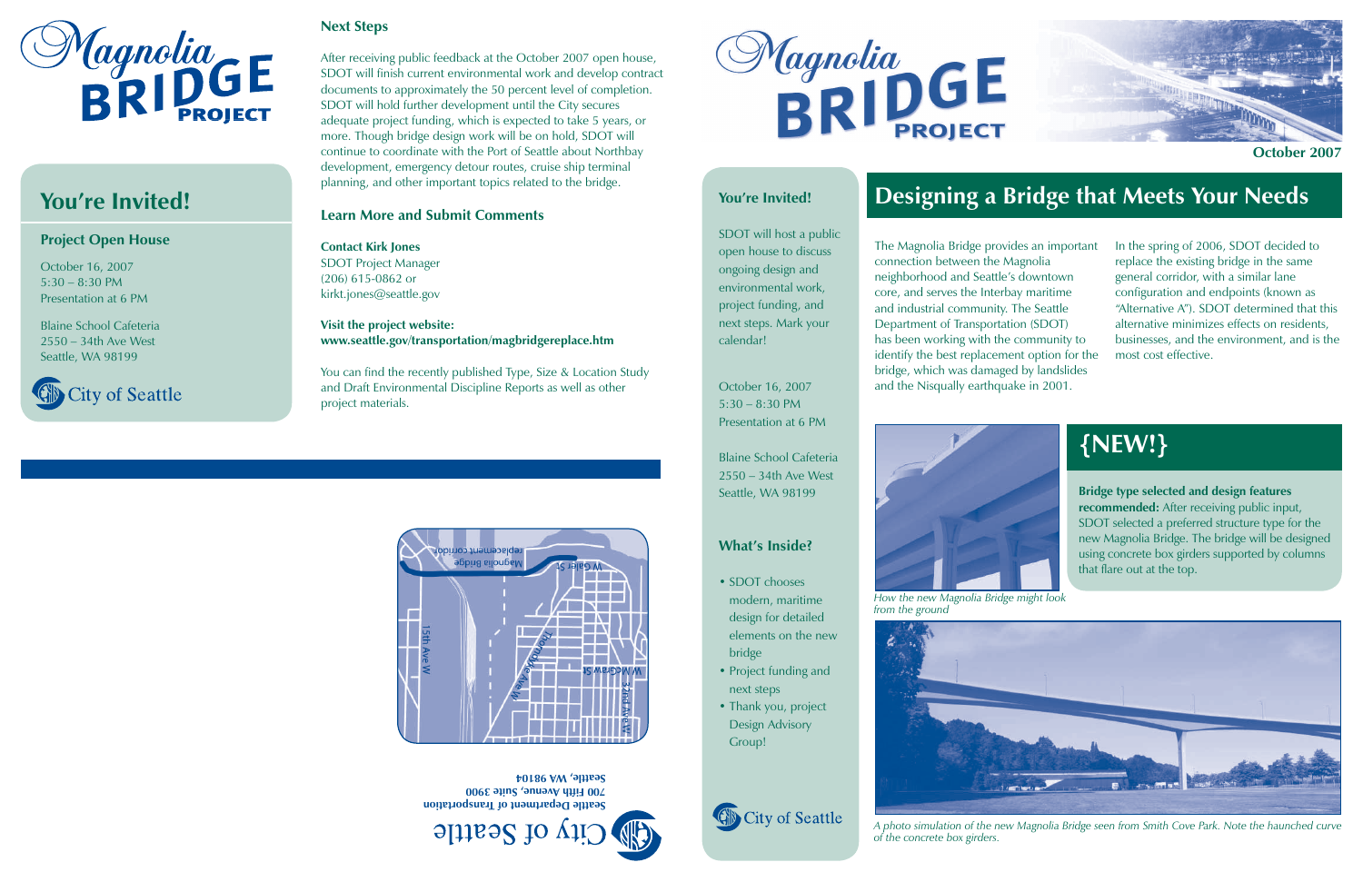# Magnolia BRIDGE PROJECT

## You're Invited!

### Project Open House

October 16, 2007
5:30 – 8:30 PM
Presentation at 6 PM

Blaine School Cafeteria
2550 – 34th Ave West
Seattle, WA 98199

City of Seattle

### Next Steps

After receiving public feedback at the October 2007 open house, SDOT will finish current environmental work and develop contract documents to approximately the 50 percent level of completion. SDOT will hold further development until the City secures adequate project funding, which is expected to take 5 years, or more. Though bridge design work will be on hold, SDOT will continue to coordinate with the Port of Seattle about Northbay development, emergency detour routes, cruise ship terminal planning, and other important topics related to the bridge.

### Learn More and Submit Comments

**Contact Kirk Jones**
SDOT Project Manager
(206) 615-0862 or
kirkt.jones@seattle.gov

**Visit the project website:**
**www.seattle.gov/transportation/magbridgereplace.htm**

You can find the recently published Type, Size & Location Study and Draft Environmental Discipline Reports as well as other project materials.

Magnolia Bridge replacement corridor
W Galer St
15th Ave W
Thorndyke Ave W
W McGraw St
32nd Ave W

City of Seattle
**Seattle Department of Transportation**
**700 Fifth Avenue, Suite 3900**
**Seattle, WA 98104**

# Magnolia BRIDGE PROJECT

October 2007

### You're Invited!

SDOT will host a public open house to discuss ongoing design and environmental work, project funding, and next steps. Mark your calendar!

October 16, 2007
5:30 – 8:30 PM
Presentation at 6 PM

Blaine School Cafeteria
2550 – 34th Ave West
Seattle, WA 98199

### What's Inside?

- SDOT chooses modern, maritime design for detailed elements on the new bridge
- Project funding and next steps
- Thank you, project Design Advisory Group!

City of Seattle

## Designing a Bridge that Meets Your Needs

The Magnolia Bridge provides an important connection between the Magnolia neighborhood and Seattle's downtown core, and serves the Interbay maritime and industrial community. The Seattle Department of Transportation (SDOT) has been working with the community to identify the best replacement option for the bridge, which was damaged by landslides and the Nisqually earthquake in 2001.

In the spring of 2006, SDOT decided to replace the existing bridge in the same general corridor, with a similar lane configuration and endpoints (known as "Alternative A"). SDOT determined that this alternative minimizes effects on residents, businesses, and the environment, and is the most cost effective.

*How the new Magnolia Bridge might look from the ground*

## {NEW!}

**Bridge type selected and design features recommended:** After receiving public input, SDOT selected a preferred structure type for the new Magnolia Bridge. The bridge will be designed using concrete box girders supported by columns that flare out at the top.

*A photo simulation of the new Magnolia Bridge seen from Smith Cove Park. Note the haunched curve of the concrete box girders.*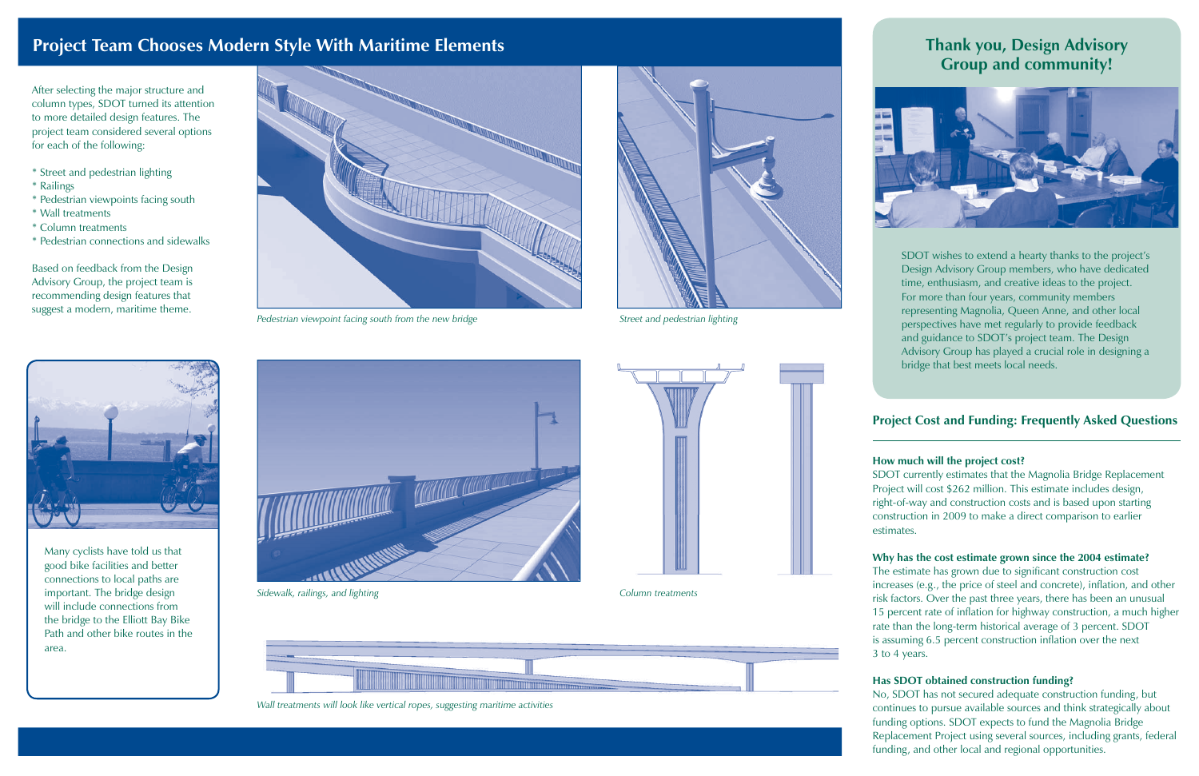## Project Team Chooses Modern Style With Maritime Elements

After selecting the major structure and column types, SDOT turned its attention to more detailed design features. The project team considered several options for each of the following:

* Street and pedestrian lighting
* Railings
* Pedestrian viewpoints facing south
* Wall treatments
* Column treatments
* Pedestrian connections and sidewalks

Based on feedback from the Design Advisory Group, the project team is recommending design features that suggest a modern, maritime theme.

*Pedestrian viewpoint facing south from the new bridge*

*Street and pedestrian lighting*

Many cyclists have told us that good bike facilities and better connections to local paths are important. The bridge design will include connections from the bridge to the Elliott Bay Bike Path and other bike routes in the area.

*Sidewalk, railings, and lighting*

*Column treatments*

*Wall treatments will look like vertical ropes, suggesting maritime activities*

## Thank you, Design Advisory Group and community!

SDOT wishes to extend a hearty thanks to the project's Design Advisory Group members, who have dedicated time, enthusiasm, and creative ideas to the project. For more than four years, community members representing Magnolia, Queen Anne, and other local perspectives have met regularly to provide feedback and guidance to SDOT's project team. The Design Advisory Group has played a crucial role in designing a bridge that best meets local needs.

## Project Cost and Funding: Frequently Asked Questions

**How much will the project cost?**
SDOT currently estimates that the Magnolia Bridge Replacement Project will cost $262 million. This estimate includes design, right-of-way and construction costs and is based upon starting construction in 2009 to make a direct comparison to earlier estimates.

**Why has the cost estimate grown since the 2004 estimate?**
The estimate has grown due to significant construction cost increases (e.g., the price of steel and concrete), inflation, and other risk factors. Over the past three years, there has been an unusual 15 percent rate of inflation for highway construction, a much higher rate than the long-term historical average of 3 percent. SDOT is assuming 6.5 percent construction inflation over the next 3 to 4 years.

**Has SDOT obtained construction funding?**
No, SDOT has not secured adequate construction funding, but continues to pursue available sources and think strategically about funding options. SDOT expects to fund the Magnolia Bridge Replacement Project using several sources, including grants, federal funding, and other local and regional opportunities.